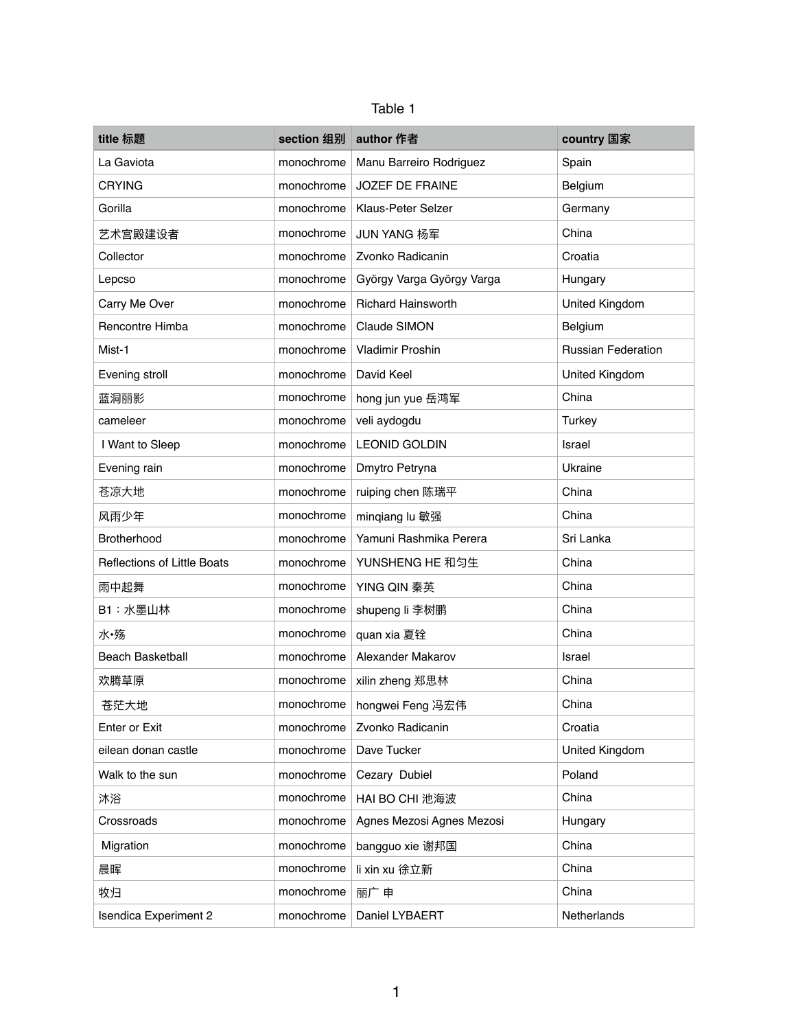Table 1

| title 标题 | section 组别 | author 作者 | country 国家 |
|---|---|---|---|
| La Gaviota | monochrome | Manu Barreiro Rodriguez | Spain |
| CRYING | monochrome | JOZEF DE FRAINE | Belgium |
| Gorilla | monochrome | Klaus-Peter Selzer | Germany |
| 艺术宫殿建设者 | monochrome | JUN YANG 杨军 | China |
| Collector | monochrome | Zvonko Radicanin | Croatia |
| Lepcso | monochrome | György Varga György Varga | Hungary |
| Carry Me Over | monochrome | Richard Hainsworth | United Kingdom |
| Rencontre Himba | monochrome | Claude SIMON | Belgium |
| Mist-1 | monochrome | Vladimir Proshin | Russian Federation |
| Evening stroll | monochrome | David Keel | United Kingdom |
| 蓝洞丽影 | monochrome | hong jun yue 岳鸿军 | China |
| cameleer | monochrome | veli aydogdu | Turkey |
| I Want to Sleep | monochrome | LEONID GOLDIN | Israel |
| Evening rain | monochrome | Dmytro Petryna | Ukraine |
| 苍凉大地 | monochrome | ruiping chen 陈瑞平 | China |
| 风雨少年 | monochrome | minqiang lu 敏强 | China |
| Brotherhood | monochrome | Yamuni Rashmika Perera | Sri Lanka |
| Reflections of Little Boats | monochrome | YUNSHENG HE 和匀生 | China |
| 雨中起舞 | monochrome | YING QIN 秦英 | China |
| B1：水墨山林 | monochrome | shupeng li 李树鹏 | China |
| 水•殇 | monochrome | quan xia 夏铨 | China |
| Beach Basketball | monochrome | Alexander Makarov | Israel |
| 欢腾草原 | monochrome | xilin zheng 郑思林 | China |
| 苍茫大地 | monochrome | hongwei Feng 冯宏伟 | China |
| Enter or Exit | monochrome | Zvonko Radicanin | Croatia |
| eilean donan castle | monochrome | Dave Tucker | United Kingdom |
| Walk to the sun | monochrome | Cezary Dubiel | Poland |
| 沐浴 | monochrome | HAI BO CHI 池海波 | China |
| Crossroads | monochrome | Agnes Mezosi Agnes Mezosi | Hungary |
| Migration | monochrome | bangguo xie 谢邦国 | China |
| 晨晖 | monochrome | li xin xu 徐立新 | China |
| 牧归 | monochrome | 丽广 申 | China |
| Isendica Experiment 2 | monochrome | Daniel LYBAERT | Netherlands |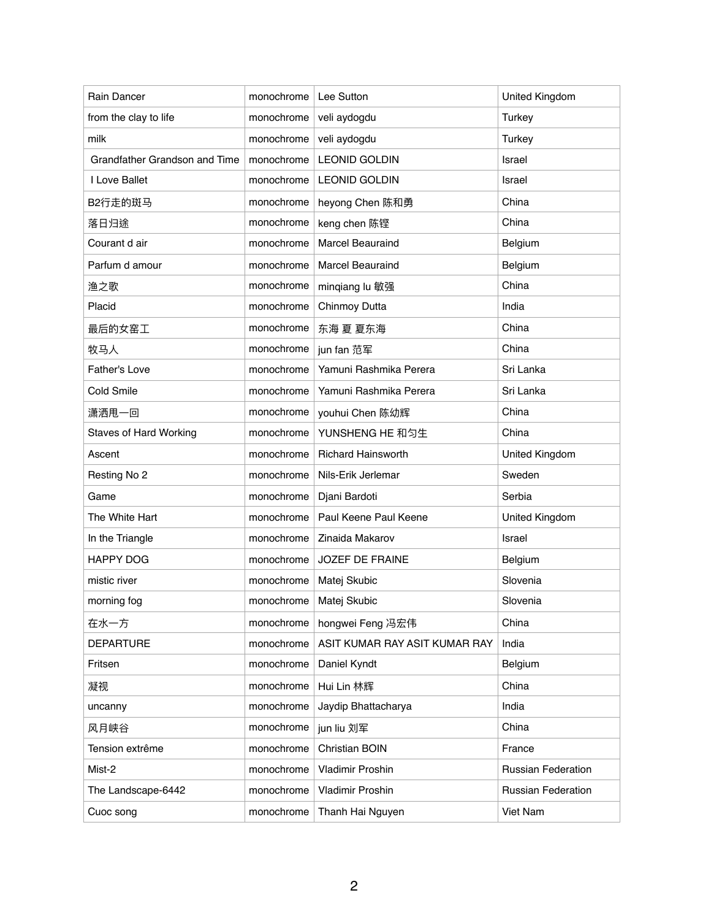| Rain Dancer | monochrome | Lee Sutton | United Kingdom |
|---|---|---|---|
| from the clay to life | monochrome | veli aydogdu | Turkey |
| milk | monochrome | veli aydogdu | Turkey |
| Grandfather Grandson and Time | monochrome | LEONID GOLDIN | Israel |
| I Love Ballet | monochrome | LEONID GOLDIN | Israel |
| B2行走的斑马 | monochrome | heyong Chen 陈和勇 | China |
| 落日归途 | monochrome | keng chen 陈铿 | China |
| Courant d air | monochrome | Marcel Beauraind | Belgium |
| Parfum d amour | monochrome | Marcel Beauraind | Belgium |
| 渔之歌 | monochrome | minqiang lu 敏强 | China |
| Placid | monochrome | Chinmoy Dutta | India |
| 最后的女窑工 | monochrome | 东海 夏 夏东海 | China |
| 牧马人 | monochrome | jun fan 范军 | China |
| Father's Love | monochrome | Yamuni Rashmika Perera | Sri Lanka |
| Cold Smile | monochrome | Yamuni Rashmika Perera | Sri Lanka |
| 潇洒甩一回 | monochrome | youhui Chen 陈幼辉 | China |
| Staves of Hard Working | monochrome | YUNSHENG HE 和匀生 | China |
| Ascent | monochrome | Richard Hainsworth | United Kingdom |
| Resting No 2 | monochrome | Nils-Erik Jerlemar | Sweden |
| Game | monochrome | Djani Bardoti | Serbia |
| The White Hart | monochrome | Paul Keene Paul Keene | United Kingdom |
| In the Triangle | monochrome | Zinaida Makarov | Israel |
| HAPPY DOG | monochrome | JOZEF DE FRAINE | Belgium |
| mistic river | monochrome | Matej Skubic | Slovenia |
| morning fog | monochrome | Matej Skubic | Slovenia |
| 在水一方 | monochrome | hongwei Feng 冯宏伟 | China |
| DEPARTURE | monochrome | ASIT KUMAR RAY ASIT KUMAR RAY | India |
| Fritsen | monochrome | Daniel Kyndt | Belgium |
| 凝视 | monochrome | Hui Lin 林辉 | China |
| uncanny | monochrome | Jaydip Bhattacharya | India |
| 风月峡谷 | monochrome | jun liu 刘军 | China |
| Tension extrême | monochrome | Christian BOIN | France |
| Mist-2 | monochrome | Vladimir Proshin | Russian Federation |
| The Landscape-6442 | monochrome | Vladimir Proshin | Russian Federation |
| Cuoc song | monochrome | Thanh Hai Nguyen | Viet Nam |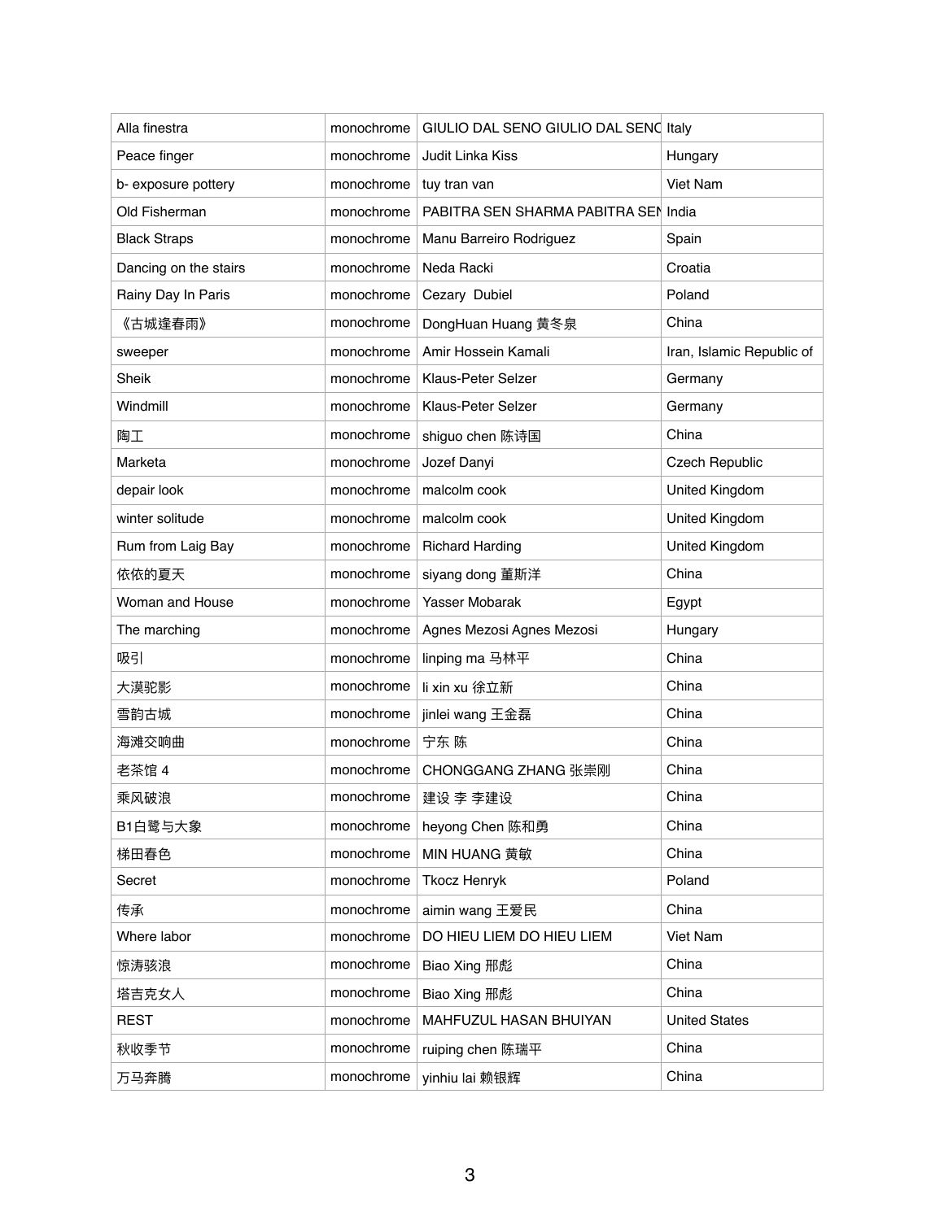| Alla finestra | monochrome | GIULIO DAL SENO GIULIO DAL SENC | Italy |
|---|---|---|---|
| Peace finger | monochrome | Judit Linka Kiss | Hungary |
| b- exposure pottery | monochrome | tuy tran van | Viet Nam |
| Old Fisherman | monochrome | PABITRA SEN SHARMA PABITRA SEN | India |
| Black Straps | monochrome | Manu Barreiro Rodriguez | Spain |
| Dancing on the stairs | monochrome | Neda Racki | Croatia |
| Rainy Day In Paris | monochrome | Cezary  Dubiel | Poland |
| 《古城逢春雨》 | monochrome | DongHuan Huang 黄冬泉 | China |
| sweeper | monochrome | Amir Hossein Kamali | Iran, Islamic Republic of |
| Sheik | monochrome | Klaus-Peter Selzer | Germany |
| Windmill | monochrome | Klaus-Peter Selzer | Germany |
| 陶工 | monochrome | shiguo chen 陈诗国 | China |
| Marketa | monochrome | Jozef Danyi | Czech Republic |
| depair look | monochrome | malcolm cook | United Kingdom |
| winter solitude | monochrome | malcolm cook | United Kingdom |
| Rum from Laig Bay | monochrome | Richard Harding | United Kingdom |
| 依依的夏天 | monochrome | siyang dong 董斯洋 | China |
| Woman and House | monochrome | Yasser Mobarak | Egypt |
| The marching | monochrome | Agnes Mezosi Agnes Mezosi | Hungary |
| 吸引 | monochrome | linping ma 马林平 | China |
| 大漠驼影 | monochrome | li xin xu 徐立新 | China |
| 雪韵古城 | monochrome | jinlei wang 王金磊 | China |
| 海滩交响曲 | monochrome | 宁东 陈 | China |
| 老茶馆 4 | monochrome | CHONGGANG ZHANG 张崇刚 | China |
| 乘风破浪 | monochrome | 建设 李 李建设 | China |
| B1白鹭与大象 | monochrome | heyong Chen 陈和勇 | China |
| 梯田春色 | monochrome | MIN HUANG 黄敏 | China |
| Secret | monochrome | Tkocz Henryk | Poland |
| 传承 | monochrome | aimin wang 王爱民 | China |
| Where labor | monochrome | DO HIEU LIEM DO HIEU LIEM | Viet Nam |
| 惊涛骇浪 | monochrome | Biao Xing 邢彪 | China |
| 塔吉克女人 | monochrome | Biao Xing 邢彪 | China |
| REST | monochrome | MAHFUZUL HASAN BHUIYAN | United States |
| 秋收季节 | monochrome | ruiping chen 陈瑞平 | China |
| 万马奔腾 | monochrome | yinhiu lai 赖银辉 | China |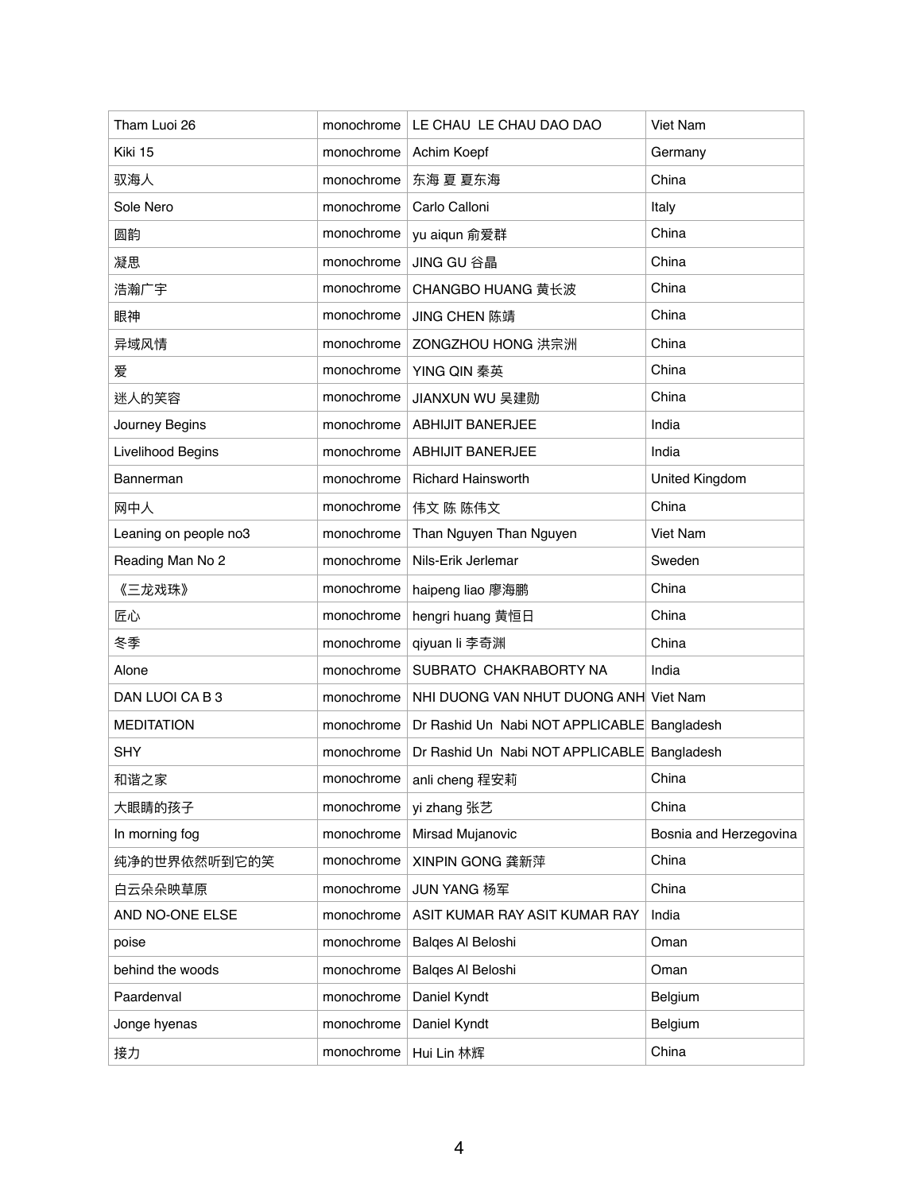| Tham Luoi 26 | monochrome | LE CHAU  LE CHAU DAO DAO | Viet Nam |
|---|---|---|---|
| Kiki 15 | monochrome | Achim Koepf | Germany |
| 驭海人 | monochrome | 东海 夏 夏东海 | China |
| Sole Nero | monochrome | Carlo Calloni | Italy |
| 圆韵 | monochrome | yu aiqun 俞爱群 | China |
| 凝思 | monochrome | JING GU 谷晶 | China |
| 浩瀚广宇 | monochrome | CHANGBO HUANG 黄长波 | China |
| 眼神 | monochrome | JING CHEN 陈靖 | China |
| 异域风情 | monochrome | ZONGZHOU HONG 洪宗洲 | China |
| 爱 | monochrome | YING QIN 秦英 | China |
| 迷人的笑容 | monochrome | JIANXUN WU 吴建勋 | China |
| Journey Begins | monochrome | ABHIJIT BANERJEE | India |
| Livelihood Begins | monochrome | ABHIJIT BANERJEE | India |
| Bannerman | monochrome | Richard Hainsworth | United Kingdom |
| 网中人 | monochrome | 伟文 陈 陈伟文 | China |
| Leaning on people no3 | monochrome | Than Nguyen Than Nguyen | Viet Nam |
| Reading Man No 2 | monochrome | Nils-Erik Jerlemar | Sweden |
| 《三龙戏珠》 | monochrome | haipeng liao 廖海鹏 | China |
| 匠心 | monochrome | hengri huang 黄恒日 | China |
| 冬季 | monochrome | qiyuan li 李奇渊 | China |
| Alone | monochrome | SUBRATO  CHAKRABORTY NA | India |
| DAN LUOI CA B 3 | monochrome | NHI DUONG VAN NHUT DUONG ANH | Viet Nam |
| MEDITATION | monochrome | Dr Rashid Un  Nabi NOT APPLICABLE | Bangladesh |
| SHY | monochrome | Dr Rashid Un  Nabi NOT APPLICABLE | Bangladesh |
| 和谐之家 | monochrome | anli cheng 程安莉 | China |
| 大眼睛的孩子 | monochrome | yi zhang 张艺 | China |
| In morning fog | monochrome | Mirsad Mujanovic | Bosnia and Herzegovina |
| 纯净的世界依然听到它的笑 | monochrome | XINPIN GONG 龚新萍 | China |
| 白云朵朵映草原 | monochrome | JUN YANG 杨军 | China |
| AND NO-ONE ELSE | monochrome | ASIT KUMAR RAY ASIT KUMAR RAY | India |
| poise | monochrome | Balqes Al Beloshi | Oman |
| behind the woods | monochrome | Balqes Al Beloshi | Oman |
| Paardenval | monochrome | Daniel Kyndt | Belgium |
| Jonge hyenas | monochrome | Daniel Kyndt | Belgium |
| 接力 | monochrome | Hui Lin 林辉 | China |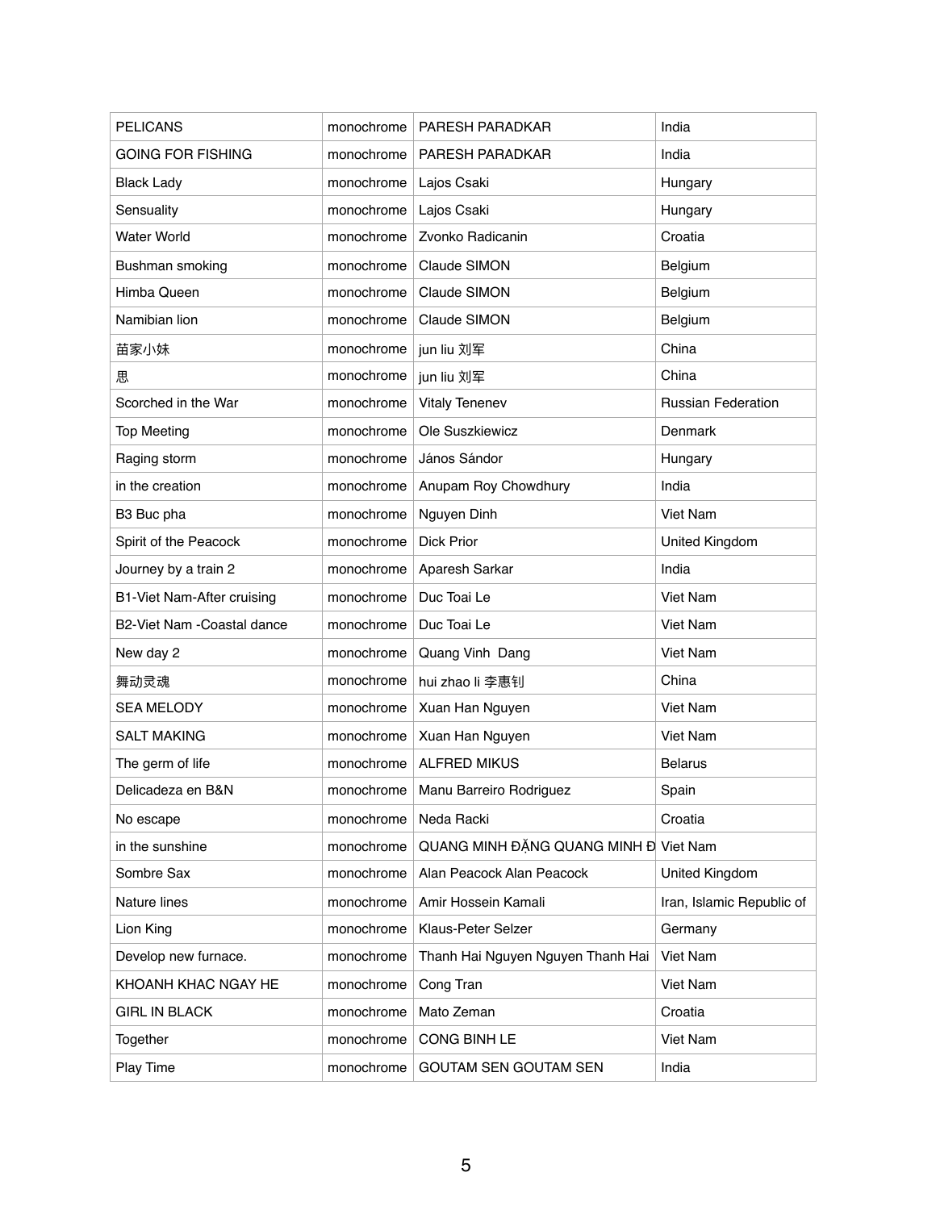| PELICANS | monochrome | PARESH PARADKAR | India |
|---|---|---|---|
| GOING FOR FISHING | monochrome | PARESH PARADKAR | India |
| Black Lady | monochrome | Lajos Csaki | Hungary |
| Sensuality | monochrome | Lajos Csaki | Hungary |
| Water World | monochrome | Zvonko Radicanin | Croatia |
| Bushman smoking | monochrome | Claude SIMON | Belgium |
| Himba Queen | monochrome | Claude SIMON | Belgium |
| Namibian lion | monochrome | Claude SIMON | Belgium |
| 苗家小妹 | monochrome | jun liu 刘军 | China |
| 思 | monochrome | jun liu 刘军 | China |
| Scorched in the War | monochrome | Vitaly Tenenev | Russian Federation |
| Top Meeting | monochrome | Ole Suszkiewicz | Denmark |
| Raging storm | monochrome | János Sándor | Hungary |
| in the creation | monochrome | Anupam Roy Chowdhury | India |
| B3 Buc pha | monochrome | Nguyen Dinh | Viet Nam |
| Spirit of the Peacock | monochrome | Dick Prior | United Kingdom |
| Journey by a train 2 | monochrome | Aparesh Sarkar | India |
| B1-Viet Nam-After cruising | monochrome | Duc Toai Le | Viet Nam |
| B2-Viet Nam -Coastal dance | monochrome | Duc Toai Le | Viet Nam |
| New day 2 | monochrome | Quang Vinh Dang | Viet Nam |
| 舞动灵魂 | monochrome | hui zhao li 李惠钊 | China |
| SEA MELODY | monochrome | Xuan Han Nguyen | Viet Nam |
| SALT MAKING | monochrome | Xuan Han Nguyen | Viet Nam |
| The germ of life | monochrome | ALFRED MIKUS | Belarus |
| Delicadeza en B&N | monochrome | Manu Barreiro Rodriguez | Spain |
| No escape | monochrome | Neda Racki | Croatia |
| in the sunshine | monochrome | QUANG MINH ĐẶNG QUANG MINH Đ | Viet Nam |
| Sombre Sax | monochrome | Alan Peacock Alan Peacock | United Kingdom |
| Nature lines | monochrome | Amir Hossein Kamali | Iran, Islamic Republic of |
| Lion King | monochrome | Klaus-Peter Selzer | Germany |
| Develop new furnace. | monochrome | Thanh Hai Nguyen Nguyen Thanh Hai | Viet Nam |
| KHOANH KHAC NGAY HE | monochrome | Cong Tran | Viet Nam |
| GIRL IN BLACK | monochrome | Mato Zeman | Croatia |
| Together | monochrome | CONG BINH LE | Viet Nam |
| Play Time | monochrome | GOUTAM SEN GOUTAM SEN | India |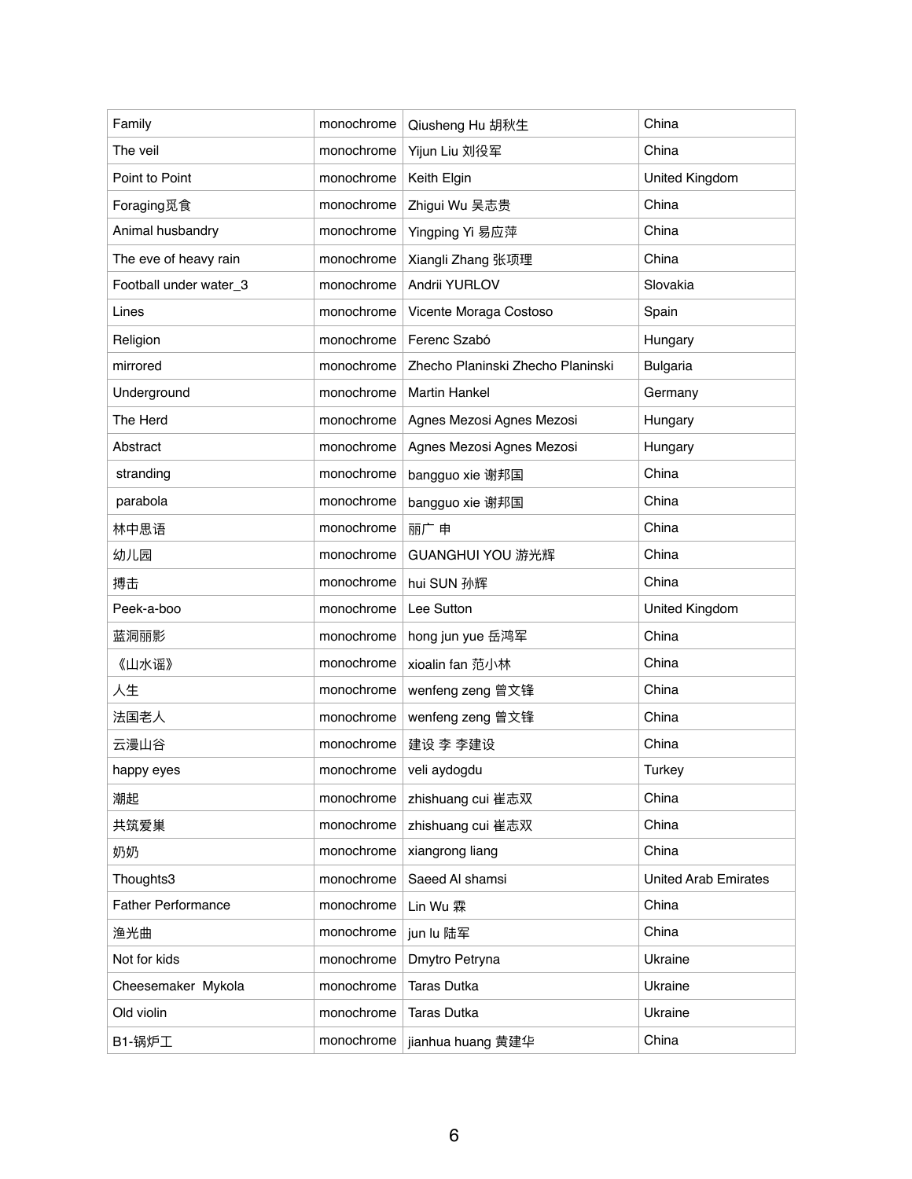| Family | monochrome | Qiusheng Hu 胡秋生 | China |
|---|---|---|---|
| The veil | monochrome | Yijun Liu 刘役军 | China |
| Point to Point | monochrome | Keith Elgin | United Kingdom |
| Foraging觅食 | monochrome | Zhigui Wu 吴志贵 | China |
| Animal husbandry | monochrome | Yingping Yi 易应萍 | China |
| The eve of heavy rain | monochrome | Xiangli Zhang 张项理 | China |
| Football under water_3 | monochrome | Andrii YURLOV | Slovakia |
| Lines | monochrome | Vicente Moraga Costoso | Spain |
| Religion | monochrome | Ferenc Szabó | Hungary |
| mirrored | monochrome | Zhecho Planinski Zhecho Planinski | Bulgaria |
| Underground | monochrome | Martin Hankel | Germany |
| The Herd | monochrome | Agnes Mezosi Agnes Mezosi | Hungary |
| Abstract | monochrome | Agnes Mezosi Agnes Mezosi | Hungary |
| stranding | monochrome | bangguo xie 谢邦国 | China |
| parabola | monochrome | bangguo xie 谢邦国 | China |
| 林中思语 | monochrome | 丽广 申 | China |
| 幼儿园 | monochrome | GUANGHUI YOU 游光辉 | China |
| 搏击 | monochrome | hui SUN 孙辉 | China |
| Peek-a-boo | monochrome | Lee Sutton | United Kingdom |
| 蓝洞丽影 | monochrome | hong jun yue 岳鸿军 | China |
| 《山水谣》 | monochrome | xioalin fan 范小林 | China |
| 人生 | monochrome | wenfeng zeng 曾文锋 | China |
| 法国老人 | monochrome | wenfeng zeng 曾文锋 | China |
| 云漫山谷 | monochrome | 建设 李 李建设 | China |
| happy eyes | monochrome | veli aydogdu | Turkey |
| 潮起 | monochrome | zhishuang cui 崔志双 | China |
| 共筑爱巢 | monochrome | zhishuang cui 崔志双 | China |
| 奶奶 | monochrome | xiangrong liang | China |
| Thoughts3 | monochrome | Saeed Al shamsi | United Arab Emirates |
| Father Performance | monochrome | Lin Wu 霖 | China |
| 渔光曲 | monochrome | jun lu 陆军 | China |
| Not for kids | monochrome | Dmytro Petryna | Ukraine |
| Cheesemaker  Mykola | monochrome | Taras Dutka | Ukraine |
| Old violin | monochrome | Taras Dutka | Ukraine |
| B1-锅炉工 | monochrome | jianhua huang 黄建华 | China |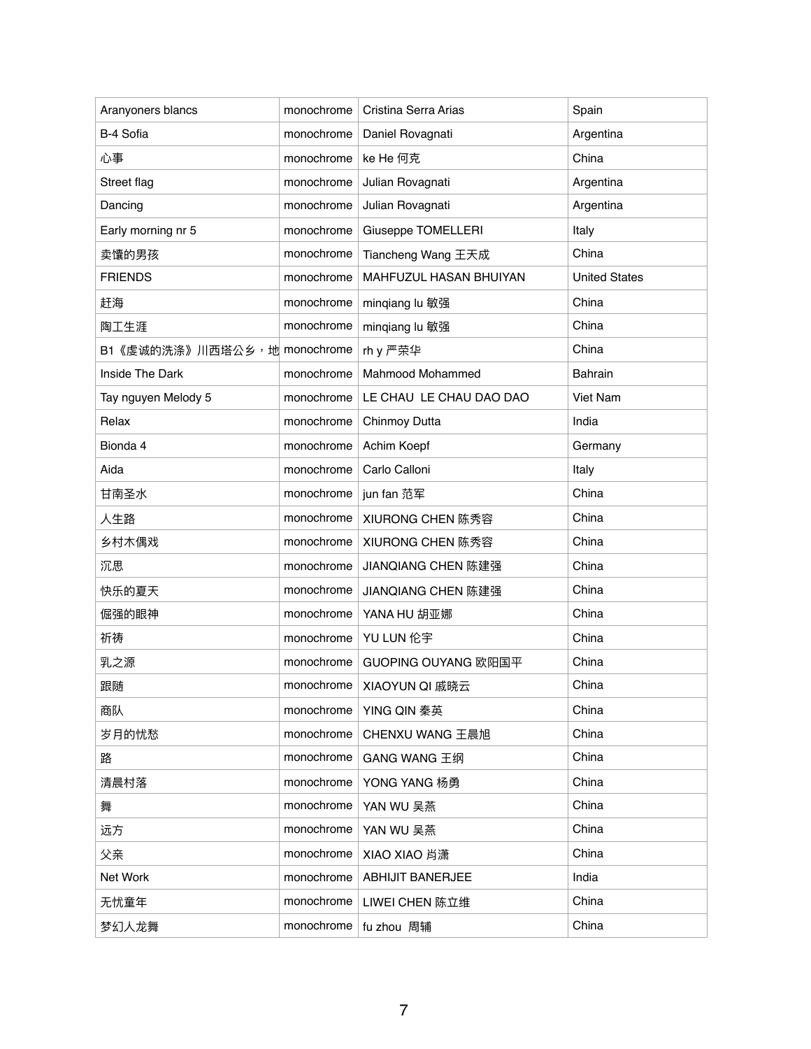| | | | |
|---|---|---|---|
| Aranyoners blancs | monochrome | Cristina Serra Arias | Spain |
| B-4 Sofia | monochrome | Daniel Rovagnati | Argentina |
| 心事 | monochrome | ke He 何克 | China |
| Street flag | monochrome | Julian Rovagnati | Argentina |
| Dancing | monochrome | Julian Rovagnati | Argentina |
| Early morning nr 5 | monochrome | Giuseppe TOMELLERI | Italy |
| 卖馕的男孩 | monochrome | Tiancheng Wang 王天成 | China |
| FRIENDS | monochrome | MAHFUZUL HASAN BHUIYAN | United States |
| 赶海 | monochrome | minqiang lu 敏强 | China |
| 陶工生涯 | monochrome | minqiang lu 敏强 | China |
| B1《虔诚的洗涤》川西塔公乡，地 | monochrome | rh y 严荣华 | China |
| Inside The Dark | monochrome | Mahmood Mohammed | Bahrain |
| Tay nguyen Melody 5 | monochrome | LE CHAU LE CHAU DAO DAO | Viet Nam |
| Relax | monochrome | Chinmoy Dutta | India |
| Bionda 4 | monochrome | Achim Koepf | Germany |
| Aida | monochrome | Carlo Calloni | Italy |
| 甘南圣水 | monochrome | jun fan 范军 | China |
| 人生路 | monochrome | XIURONG CHEN 陈秀容 | China |
| 乡村木偶戏 | monochrome | XIURONG CHEN 陈秀容 | China |
| 沉思 | monochrome | JIANQIANG CHEN 陈建强 | China |
| 快乐的夏天 | monochrome | JIANQIANG CHEN 陈建强 | China |
| 倔强的眼神 | monochrome | YANA HU 胡亚娜 | China |
| 祈祷 | monochrome | YU LUN 伦宇 | China |
| 乳之源 | monochrome | GUOPING OUYANG 欧阳国平 | China |
| 跟随 | monochrome | XIAOYUN QI 戚晓云 | China |
| 商队 | monochrome | YING QIN 秦英 | China |
| 岁月的忧愁 | monochrome | CHENXU WANG 王晨旭 | China |
| 路 | monochrome | GANG WANG 王纲 | China |
| 清晨村落 | monochrome | YONG YANG 杨勇 | China |
| 舞 | monochrome | YAN WU 吴燕 | China |
| 远方 | monochrome | YAN WU 吴燕 | China |
| 父亲 | monochrome | XIAO XIAO 肖潇 | China |
| Net Work | monochrome | ABHIJIT BANERJEE | India |
| 无忧童年 | monochrome | LIWEI CHEN 陈立维 | China |
| 梦幻人龙舞 | monochrome | fu zhou 周辅 | China |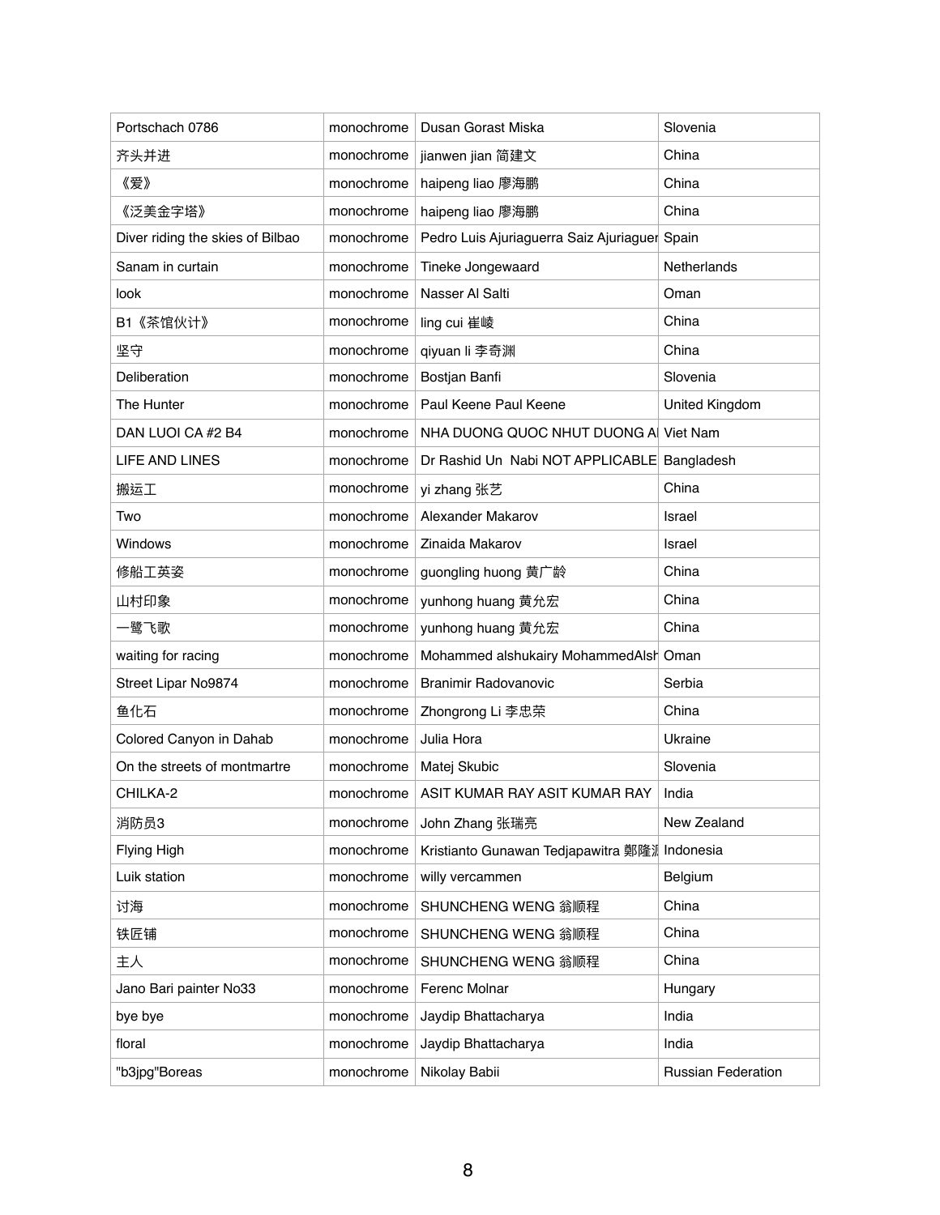| Portschach 0786 | monochrome | Dusan Gorast Miska | Slovenia |
|---|---|---|---|
| 齐头并进 | monochrome | jianwen jian 简建文 | China |
| 《爱》 | monochrome | haipeng liao 廖海鹏 | China |
| 《泛美金字塔》 | monochrome | haipeng liao 廖海鹏 | China |
| Diver riding the skies of Bilbao | monochrome | Pedro Luis Ajuriaguerra Saiz Ajuriaguer | Spain |
| Sanam in curtain | monochrome | Tineke Jongewaard | Netherlands |
| look | monochrome | Nasser Al Salti | Oman |
| B1《茶馆伙计》 | monochrome | ling cui 崔崚 | China |
| 坚守 | monochrome | qiyuan li 李奇渊 | China |
| Deliberation | monochrome | Bostjan Banfi | Slovenia |
| The Hunter | monochrome | Paul Keene Paul Keene | United Kingdom |
| DAN LUOI CA #2 B4 | monochrome | NHA DUONG QUOC NHUT DUONG A | Viet Nam |
| LIFE AND LINES | monochrome | Dr Rashid Un Nabi NOT APPLICABLE | Bangladesh |
| 搬运工 | monochrome | yi zhang 张艺 | China |
| Two | monochrome | Alexander Makarov | Israel |
| Windows | monochrome | Zinaida Makarov | Israel |
| 修船工英姿 | monochrome | guongling huong 黄广龄 | China |
| 山村印象 | monochrome | yunhong huang 黄允宏 | China |
| 一鹭飞歌 | monochrome | yunhong huang 黄允宏 | China |
| waiting for racing | monochrome | Mohammed alshukairy MohammedAlsh | Oman |
| Street Lipar No9874 | monochrome | Branimir Radovanovic | Serbia |
| 鱼化石 | monochrome | Zhongrong Li 李忠荣 | China |
| Colored Canyon in Dahab | monochrome | Julia Hora | Ukraine |
| On the streets of montmartre | monochrome | Matej Skubic | Slovenia |
| CHILKA-2 | monochrome | ASIT KUMAR RAY ASIT KUMAR RAY | India |
| 消防员3 | monochrome | John Zhang 张瑞亮 | New Zealand |
| Flying High | monochrome | Kristianto Gunawan Tedjapawitra 鄭隆润 | Indonesia |
| Luik station | monochrome | willy vercammen | Belgium |
| 讨海 | monochrome | SHUNCHENG WENG 翁顺程 | China |
| 铁匠铺 | monochrome | SHUNCHENG WENG 翁顺程 | China |
| 主人 | monochrome | SHUNCHENG WENG 翁顺程 | China |
| Jano Bari painter No33 | monochrome | Ferenc Molnar | Hungary |
| bye bye | monochrome | Jaydip Bhattacharya | India |
| floral | monochrome | Jaydip Bhattacharya | India |
| "b3jpg"Boreas | monochrome | Nikolay Babii | Russian Federation |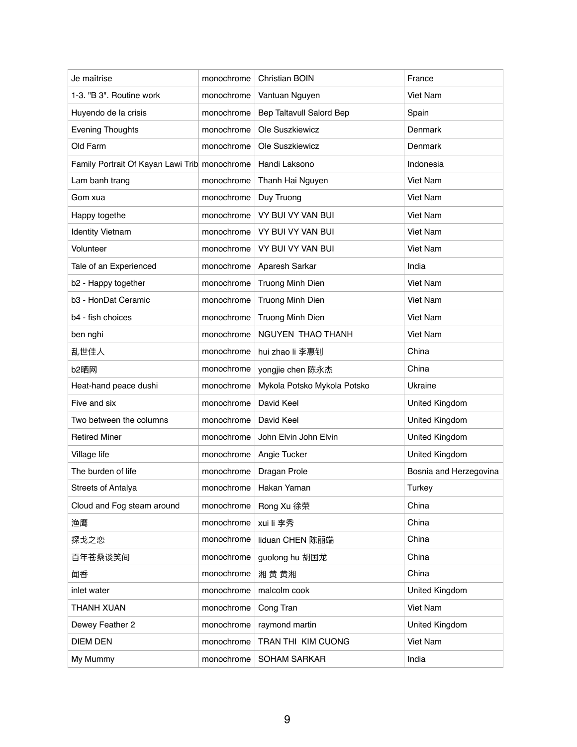| Je maîtrise | monochrome | Christian BOIN | France |
|---|---|---|---|
| 1-3. "B 3". Routine work | monochrome | Vantuan Nguyen | Viet Nam |
| Huyendo de la crisis | monochrome | Bep Taltavull Salord Bep | Spain |
| Evening Thoughts | monochrome | Ole Suszkiewicz | Denmark |
| Old Farm | monochrome | Ole Suszkiewicz | Denmark |
| Family Portrait Of Kayan Lawi Trib | monochrome | Handi Laksono | Indonesia |
| Lam banh trang | monochrome | Thanh Hai Nguyen | Viet Nam |
| Gom xua | monochrome | Duy Truong | Viet Nam |
| Happy togethe | monochrome | VY BUI VY VAN BUI | Viet Nam |
| Identity Vietnam | monochrome | VY BUI VY VAN BUI | Viet Nam |
| Volunteer | monochrome | VY BUI VY VAN BUI | Viet Nam |
| Tale of an Experienced | monochrome | Aparesh Sarkar | India |
| b2 - Happy together | monochrome | Truong Minh Dien | Viet Nam |
| b3 - HonDat Ceramic | monochrome | Truong Minh Dien | Viet Nam |
| b4 - fish choices | monochrome | Truong Minh Dien | Viet Nam |
| ben nghi | monochrome | NGUYEN THAO THANH | Viet Nam |
| 乱世佳人 | monochrome | hui zhao li 李惠钊 | China |
| b2晒网 | monochrome | yongjie chen 陈永杰 | China |
| Heat-hand peace dushi | monochrome | Mykola Potsko Mykola Potsko | Ukraine |
| Five and six | monochrome | David Keel | United Kingdom |
| Two between the columns | monochrome | David Keel | United Kingdom |
| Retired Miner | monochrome | John Elvin John Elvin | United Kingdom |
| Village life | monochrome | Angie Tucker | United Kingdom |
| The burden of life | monochrome | Dragan Prole | Bosnia and Herzegovina |
| Streets of Antalya | monochrome | Hakan Yaman | Turkey |
| Cloud and Fog steam around | monochrome | Rong Xu 徐荣 | China |
| 渔鹰 | monochrome | xui li 李秀 | China |
| 探戈之恋 | monochrome | liduan CHEN 陈丽端 | China |
| 百年苍桑谈笑间 | monochrome | guolong hu 胡国龙 | China |
| 闻香 | monochrome | 湘 黄 黄湘 | China |
| inlet water | monochrome | malcolm cook | United Kingdom |
| THANH XUAN | monochrome | Cong Tran | Viet Nam |
| Dewey Feather 2 | monochrome | raymond martin | United Kingdom |
| DIEM DEN | monochrome | TRAN THI KIM CUONG | Viet Nam |
| My Mummy | monochrome | SOHAM SARKAR | India |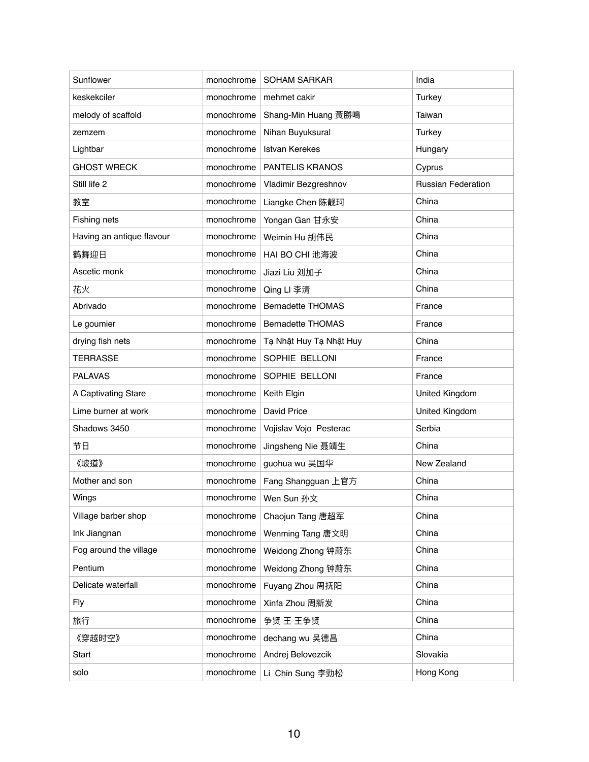| | | | |
|---|---|---|---|
| Sunflower | monochrome | SOHAM SARKAR | India |
| keskekciler | monochrome | mehmet cakir | Turkey |
| melody of scaffold | monochrome | Shang-Min Huang 黃勝鳴 | Taiwan |
| zemzem | monochrome | Nihan Buyuksural | Turkey |
| Lightbar | monochrome | Istvan Kerekes | Hungary |
| GHOST WRECK | monochrome | PANTELIS KRANOS | Cyprus |
| Still life 2 | monochrome | Vladimir Bezgreshnov | Russian Federation |
| 教室 | monochrome | Liangke Chen 陈靓珂 | China |
| Fishing nets | monochrome | Yongan Gan 甘永安 | China |
| Having an antique flavour | monochrome | Weimin Hu 胡伟民 | China |
| 鹤舞迎日 | monochrome | HAI BO CHI 池海波 | China |
| Ascetic monk | monochrome | Jiazi Liu 刘加子 | China |
| 花火 | monochrome | Qing LI 李清 | China |
| Abrivado | monochrome | Bernadette THOMAS | France |
| Le goumier | monochrome | Bernadette THOMAS | France |
| drying fish nets | monochrome | Tạ Nhật Huy Tạ Nhật Huy | China |
| TERRASSE | monochrome | SOPHIE BELLONI | France |
| PALAVAS | monochrome | SOPHIE BELLONI | France |
| A Captivating Stare | monochrome | Keith Elgin | United Kingdom |
| Lime burner at work | monochrome | David Price | United Kingdom |
| Shadows 3450 | monochrome | Vojislav Vojo Pesterac | Serbia |
| 节日 | monochrome | Jingsheng Nie 聂靖生 | China |
| 《坡道》 | monochrome | guohua wu 吴国华 | New Zealand |
| Mother and son | monochrome | Fang Shangguan 上官方 | China |
| Wings | monochrome | Wen Sun 孙文 | China |
| Village barber shop | monochrome | Chaojun Tang 唐超军 | China |
| Ink Jiangnan | monochrome | Wenming Tang 唐文明 | China |
| Fog around the village | monochrome | Weidong Zhong 钟蔚东 | China |
| Pentium | monochrome | Weidong Zhong 钟蔚东 | China |
| Delicate waterfall | monochrome | Fuyang Zhou 周抚阳 | China |
| Fly | monochrome | Xinfa Zhou 周新发 | China |
| 旅行 | monochrome | 争贤 王 王争贤 | China |
| 《穿越时空》 | monochrome | dechang wu 吴德昌 | China |
| Start | monochrome | Andrej Belovezcik | Slovakia |
| solo | monochrome | Li Chin Sung 李勁松 | Hong Kong |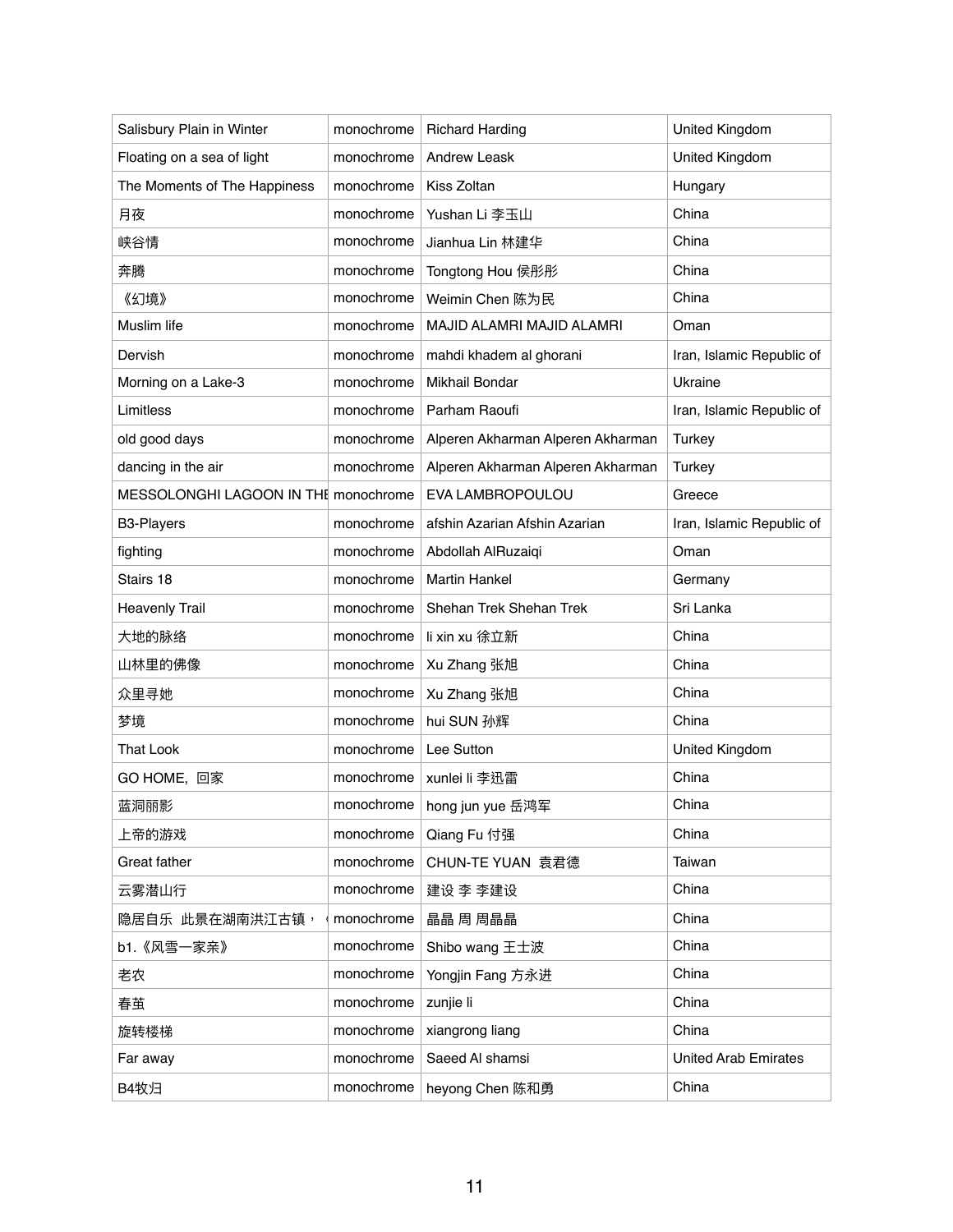| Salisbury Plain in Winter | monochrome | Richard Harding | United Kingdom |
|---|---|---|---|
| Floating on a sea of light | monochrome | Andrew Leask | United Kingdom |
| The Moments of The Happiness | monochrome | Kiss Zoltan | Hungary |
| 月夜 | monochrome | Yushan Li 李玉山 | China |
| 峡谷情 | monochrome | Jianhua Lin 林建华 | China |
| 奔腾 | monochrome | Tongtong Hou 侯彤彤 | China |
| 《幻境》 | monochrome | Weimin Chen 陈为民 | China |
| Muslim life | monochrome | MAJID ALAMRI MAJID ALAMRI | Oman |
| Dervish | monochrome | mahdi khadem al ghorani | Iran, Islamic Republic of |
| Morning on a Lake-3 | monochrome | Mikhail Bondar | Ukraine |
| Limitless | monochrome | Parham Raoufi | Iran, Islamic Republic of |
| old good days | monochrome | Alperen Akharman Alperen Akharman | Turkey |
| dancing in the air | monochrome | Alperen Akharman Alperen Akharman | Turkey |
| MESSOLONGHI LAGOON IN THE | monochrome | EVA LAMBROPOULOU | Greece |
| B3-Players | monochrome | afshin Azarian Afshin Azarian | Iran, Islamic Republic of |
| fighting | monochrome | Abdollah AlRuzaiqi | Oman |
| Stairs 18 | monochrome | Martin Hankel | Germany |
| Heavenly Trail | monochrome | Shehan Trek Shehan Trek | Sri Lanka |
| 大地的脉络 | monochrome | li xin xu 徐立新 | China |
| 山林里的佛像 | monochrome | Xu Zhang 张旭 | China |
| 众里寻她 | monochrome | Xu Zhang 张旭 | China |
| 梦境 | monochrome | hui SUN 孙辉 | China |
| That Look | monochrome | Lee Sutton | United Kingdom |
| GO HOME，回家 | monochrome | xunlei li 李迅雷 | China |
| 蓝洞丽影 | monochrome | hong jun yue 岳鸿军 | China |
| 上帝的游戏 | monochrome | Qiang Fu 付强 | China |
| Great father | monochrome | CHUN-TE YUAN 袁君德 | Taiwan |
| 云雾潜山行 | monochrome | 建设 李 李建设 | China |
| 隐居自乐 此景在湖南洪江古镇， | monochrome | 晶晶 周 周晶晶 | China |
| b1.《风雪一家亲》 | monochrome | Shibo wang 王士波 | China |
| 老农 | monochrome | Yongjin Fang 方永进 | China |
| 春茧 | monochrome | zunjie li | China |
| 旋转楼梯 | monochrome | xiangrong liang | China |
| Far away | monochrome | Saeed Al shamsi | United Arab Emirates |
| B4牧归 | monochrome | heyong Chen 陈和勇 | China |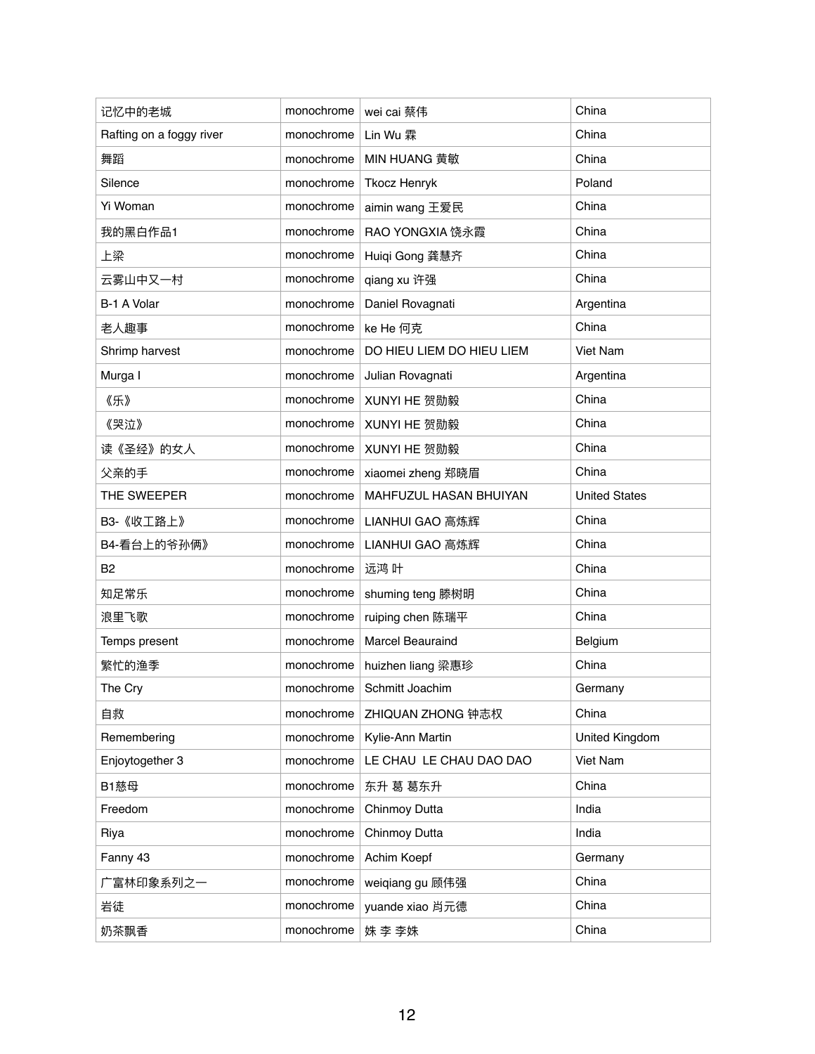| 记忆中的老城 | monochrome | wei cai 蔡伟 | China |
|---|---|---|---|
| Rafting on a foggy river | monochrome | Lin Wu 霖 | China |
| 舞蹈 | monochrome | MIN HUANG 黄敏 | China |
| Silence | monochrome | Tkocz Henryk | Poland |
| Yi Woman | monochrome | aimin wang 王爱民 | China |
| 我的黑白作品1 | monochrome | RAO YONGXIA 饶永霞 | China |
| 上梁 | monochrome | Huiqi Gong 龚慧齐 | China |
| 云雾山中又一村 | monochrome | qiang xu 许强 | China |
| B-1 A Volar | monochrome | Daniel Rovagnati | Argentina |
| 老人趣事 | monochrome | ke He 何克 | China |
| Shrimp harvest | monochrome | DO HIEU LIEM DO HIEU LIEM | Viet Nam |
| Murga I | monochrome | Julian Rovagnati | Argentina |
| 《乐》 | monochrome | XUNYI HE 贺勋毅 | China |
| 《哭泣》 | monochrome | XUNYI HE 贺勋毅 | China |
| 读《圣经》的女人 | monochrome | XUNYI HE 贺勋毅 | China |
| 父亲的手 | monochrome | xiaomei zheng 郑晓眉 | China |
| THE SWEEPER | monochrome | MAHFUZUL HASAN BHUIYAN | United States |
| B3-《收工路上》 | monochrome | LIANHUI GAO 高炼辉 | China |
| B4-看台上的爷孙俩》 | monochrome | LIANHUI GAO 高炼辉 | China |
| B2 | monochrome | 远鸿 叶 | China |
| 知足常乐 | monochrome | shuming teng 滕树明 | China |
| 浪里飞歌 | monochrome | ruiping chen 陈瑞平 | China |
| Temps present | monochrome | Marcel Beauraind | Belgium |
| 繁忙的渔季 | monochrome | huizhen liang 梁惠珍 | China |
| The Cry | monochrome | Schmitt Joachim | Germany |
| 自救 | monochrome | ZHIQUAN ZHONG 钟志权 | China |
| Remembering | monochrome | Kylie-Ann Martin | United Kingdom |
| Enjoytogether 3 | monochrome | LE CHAU LE CHAU DAO DAO | Viet Nam |
| B1慈母 | monochrome | 东升 葛 葛东升 | China |
| Freedom | monochrome | Chinmoy Dutta | India |
| Riya | monochrome | Chinmoy Dutta | India |
| Fanny 43 | monochrome | Achim Koepf | Germany |
| 广富林印象系列之一 | monochrome | weiqiang gu 顾伟强 | China |
| 岩徒 | monochrome | yuande xiao 肖元德 | China |
| 奶茶飘香 | monochrome | 姝 李 李姝 | China |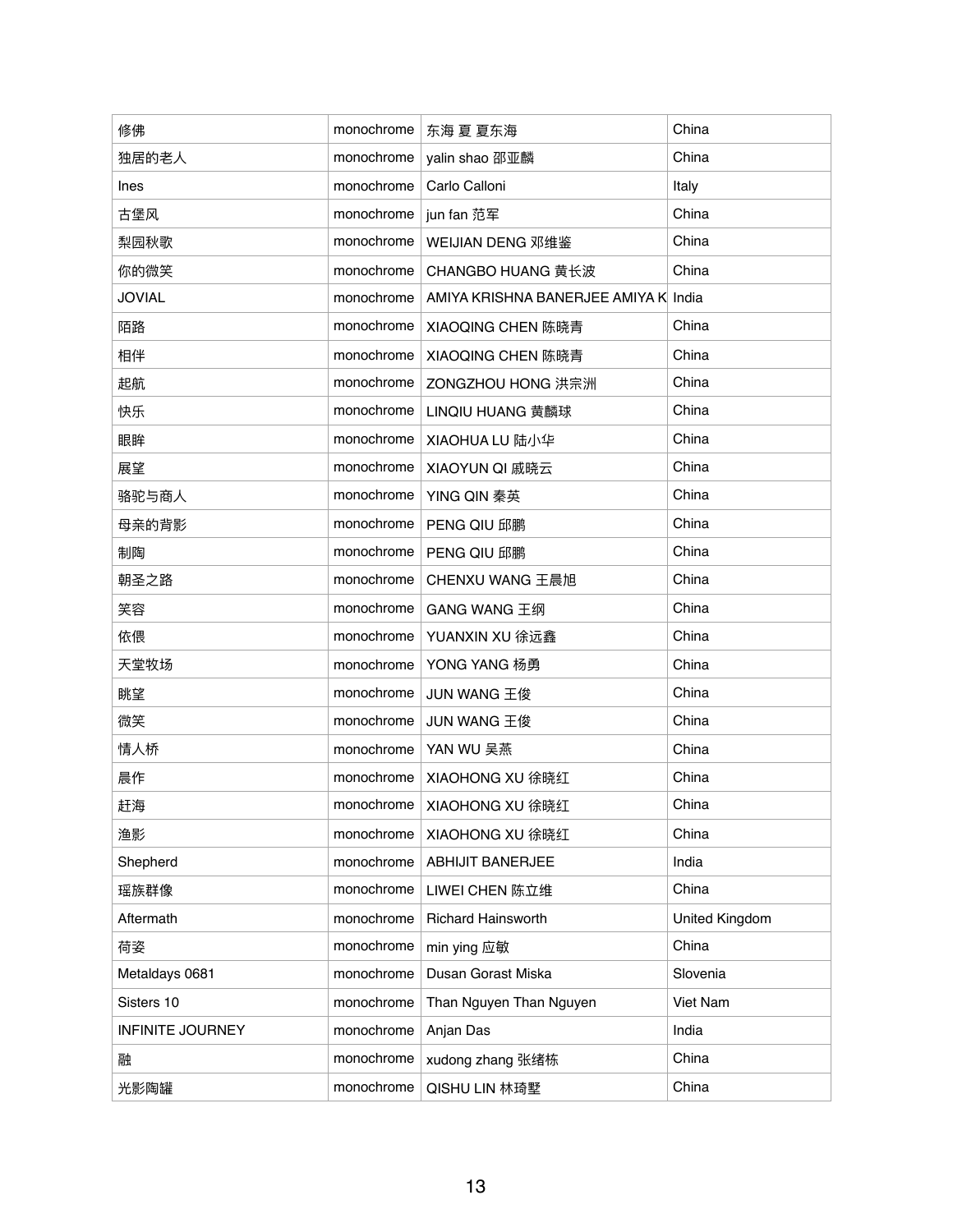| | | | |
|---|---|---|---|
| 修佛 | monochrome | 东海 夏 夏东海 | China |
| 独居的老人 | monochrome | yalin shao 邵亚麟 | China |
| Ines | monochrome | Carlo Calloni | Italy |
| 古堡风 | monochrome | jun fan 范军 | China |
| 梨园秋歌 | monochrome | WEIJIAN DENG 邓维鉴 | China |
| 你的微笑 | monochrome | CHANGBO HUANG 黄长波 | China |
| JOVIAL | monochrome | AMIYA KRISHNA BANERJEE AMIYA K | India |
| 陌路 | monochrome | XIAOQING CHEN 陈晓青 | China |
| 相伴 | monochrome | XIAOQING CHEN 陈晓青 | China |
| 起航 | monochrome | ZONGZHOU HONG 洪宗洲 | China |
| 快乐 | monochrome | LINQIU HUANG 黄麟球 | China |
| 眼眸 | monochrome | XIAOHUA LU 陆小华 | China |
| 展望 | monochrome | XIAOYUN QI 戚晓云 | China |
| 骆驼与商人 | monochrome | YING QIN 秦英 | China |
| 母亲的背影 | monochrome | PENG QIU 邱鹏 | China |
| 制陶 | monochrome | PENG QIU 邱鹏 | China |
| 朝圣之路 | monochrome | CHENXU WANG 王晨旭 | China |
| 笑容 | monochrome | GANG WANG 王纲 | China |
| 依偎 | monochrome | YUANXIN XU 徐远鑫 | China |
| 天堂牧场 | monochrome | YONG YANG 杨勇 | China |
| 眺望 | monochrome | JUN WANG 王俊 | China |
| 微笑 | monochrome | JUN WANG 王俊 | China |
| 情人桥 | monochrome | YAN WU 吴燕 | China |
| 晨作 | monochrome | XIAOHONG XU 徐晓红 | China |
| 赶海 | monochrome | XIAOHONG XU 徐晓红 | China |
| 渔影 | monochrome | XIAOHONG XU 徐晓红 | China |
| Shepherd | monochrome | ABHIJIT BANERJEE | India |
| 瑶族群像 | monochrome | LIWEI CHEN 陈立维 | China |
| Aftermath | monochrome | Richard Hainsworth | United Kingdom |
| 荷姿 | monochrome | min ying 应敏 | China |
| Metaldays 0681 | monochrome | Dusan Gorast Miska | Slovenia |
| Sisters 10 | monochrome | Than Nguyen Than Nguyen | Viet Nam |
| INFINITE JOURNEY | monochrome | Anjan Das | India |
| 融 | monochrome | xudong zhang 张绪栋 | China |
| 光影陶罐 | monochrome | QISHU LIN 林琦墅 | China |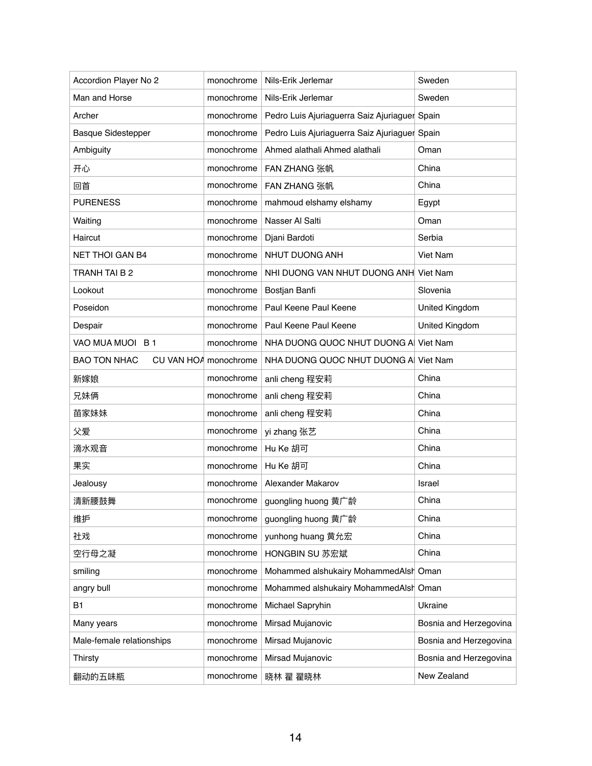| | | | |
|---|---|---|---|
| Accordion Player No 2 | monochrome | Nils-Erik Jerlemar | Sweden |
| Man and Horse | monochrome | Nils-Erik Jerlemar | Sweden |
| Archer | monochrome | Pedro Luis Ajuriaguerra Saiz Ajuriaguer | Spain |
| Basque Sidestepper | monochrome | Pedro Luis Ajuriaguerra Saiz Ajuriaguer | Spain |
| Ambiguity | monochrome | Ahmed alathali Ahmed alathali | Oman |
| 开心 | monochrome | FAN ZHANG 张帆 | China |
| 回首 | monochrome | FAN ZHANG 张帆 | China |
| PURENESS | monochrome | mahmoud elshamy elshamy | Egypt |
| Waiting | monochrome | Nasser Al Salti | Oman |
| Haircut | monochrome | Djani Bardoti | Serbia |
| NET THOI GAN B4 | monochrome | NHUT DUONG ANH | Viet Nam |
| TRANH TAI B 2 | monochrome | NHI DUONG VAN NHUT DUONG ANH | Viet Nam |
| Lookout | monochrome | Bostjan Banfi | Slovenia |
| Poseidon | monochrome | Paul Keene Paul Keene | United Kingdom |
| Despair | monochrome | Paul Keene Paul Keene | United Kingdom |
| VAO MUA MUOI B 1 | monochrome | NHA DUONG QUOC NHUT DUONG AI | Viet Nam |
| BAO TON NHAC CU VAN HOA | monochrome | NHA DUONG QUOC NHUT DUONG AI | Viet Nam |
| 新嫁娘 | monochrome | anli cheng 程安莉 | China |
| 兄妹俩 | monochrome | anli cheng 程安莉 | China |
| 苗家妹妹 | monochrome | anli cheng 程安莉 | China |
| 父爱 | monochrome | yi zhang 张艺 | China |
| 滴水观音 | monochrome | Hu Ke 胡可 | China |
| 果实 | monochrome | Hu Ke 胡可 | China |
| Jealousy | monochrome | Alexander Makarov | Israel |
| 清新腰鼓舞 | monochrome | guongling huong 黄广龄 | China |
| 维护 | monochrome | guongling huong 黄广龄 | China |
| 社戏 | monochrome | yunhong huang 黄允宏 | China |
| 空行母之凝 | monochrome | HONGBIN SU 苏宏斌 | China |
| smiling | monochrome | Mohammed alshukairy MohammedAlsh | Oman |
| angry bull | monochrome | Mohammed alshukairy MohammedAlsh | Oman |
| B1 | monochrome | Michael Sapryhin | Ukraine |
| Many years | monochrome | Mirsad Mujanovic | Bosnia and Herzegovina |
| Male-female relationships | monochrome | Mirsad Mujanovic | Bosnia and Herzegovina |
| Thirsty | monochrome | Mirsad Mujanovic | Bosnia and Herzegovina |
| 翻动的五味瓶 | monochrome | 晓林 翟 翟晓林 | New Zealand |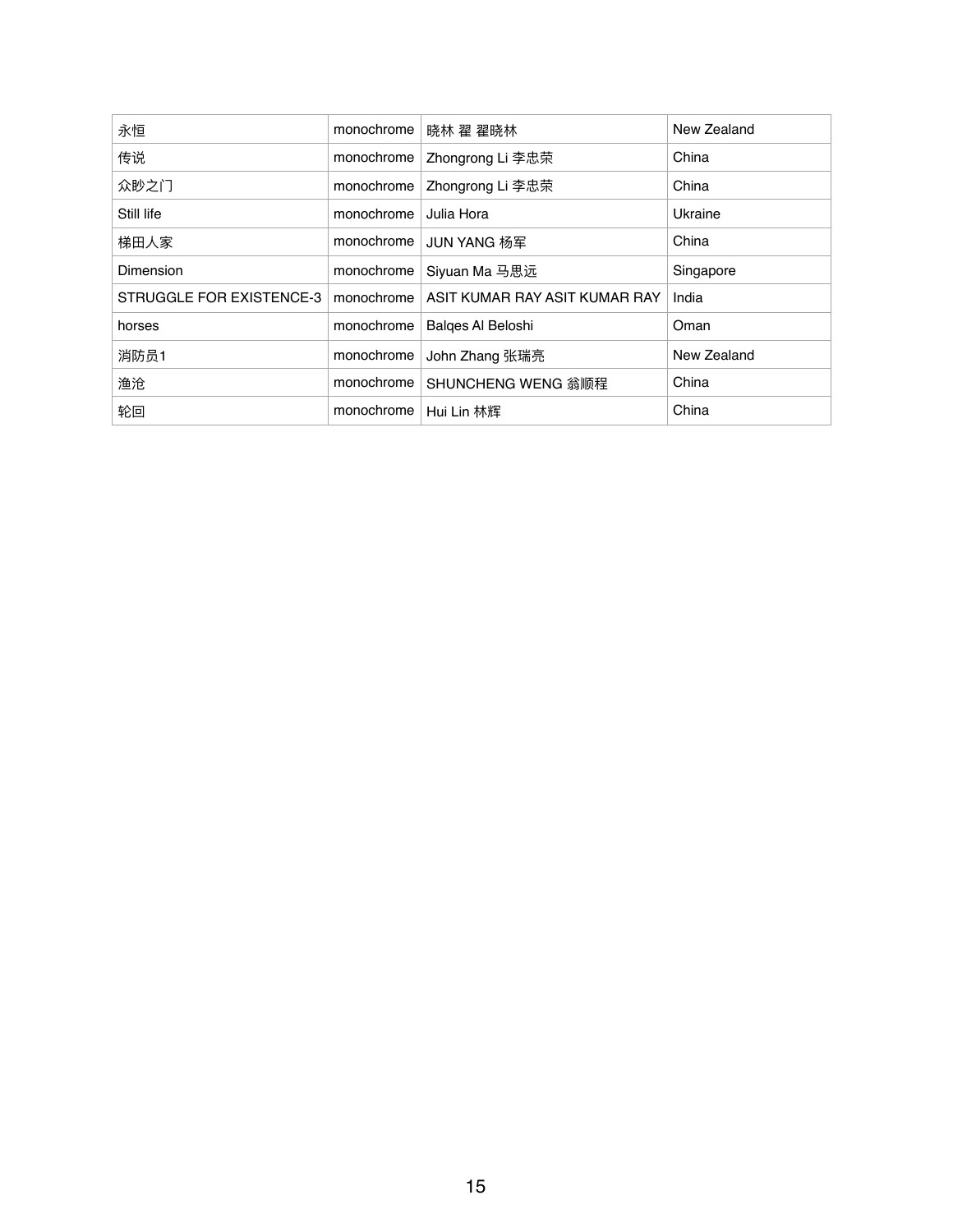| | | | |
|---|---|---|---|
| 永恒 | monochrome | 晓林 翟 翟晓林 | New Zealand |
| 传说 | monochrome | Zhongrong Li 李忠荣 | China |
| 众眇之门 | monochrome | Zhongrong Li 李忠荣 | China |
| Still life | monochrome | Julia Hora | Ukraine |
| 梯田人家 | monochrome | JUN YANG 杨军 | China |
| Dimension | monochrome | Siyuan Ma 马思远 | Singapore |
| STRUGGLE FOR EXISTENCE-3 | monochrome | ASIT KUMAR RAY ASIT KUMAR RAY | India |
| horses | monochrome | Balqes Al Beloshi | Oman |
| 消防员1 | monochrome | John Zhang 张瑞亮 | New Zealand |
| 渔沧 | monochrome | SHUNCHENG WENG 翁顺程 | China |
| 轮回 | monochrome | Hui Lin 林辉 | China |